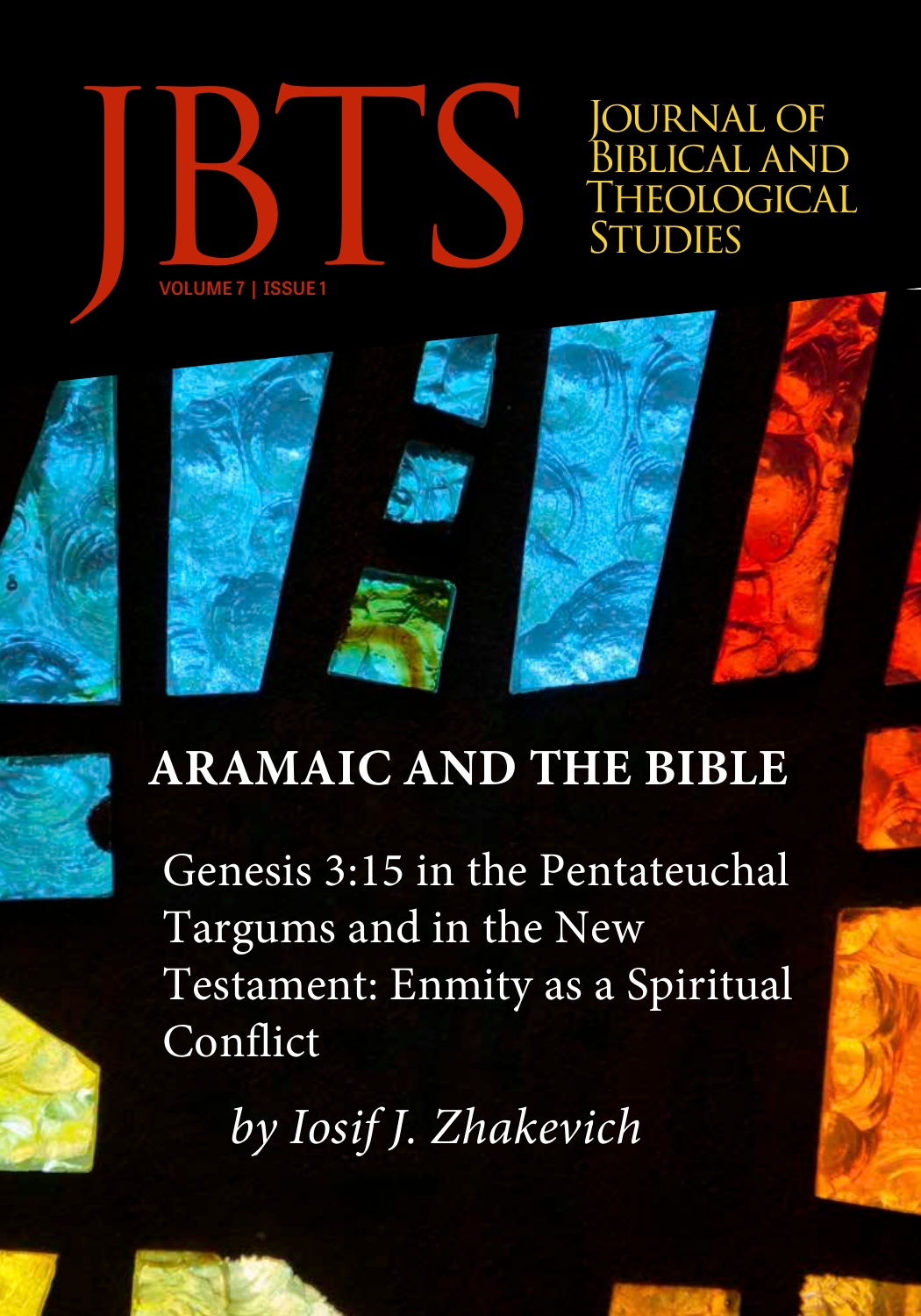# JBTS

# Journal of Biblical and Theological Studies

VOLUME 7 | ISSUE 1

## ARAMAIC AND THE BIBLE

Genesis 3:15 in the Pentateuchal Targums and in the New Testament: Enmity as a Spiritual Conflict

*by Iosif J. Zhakevich*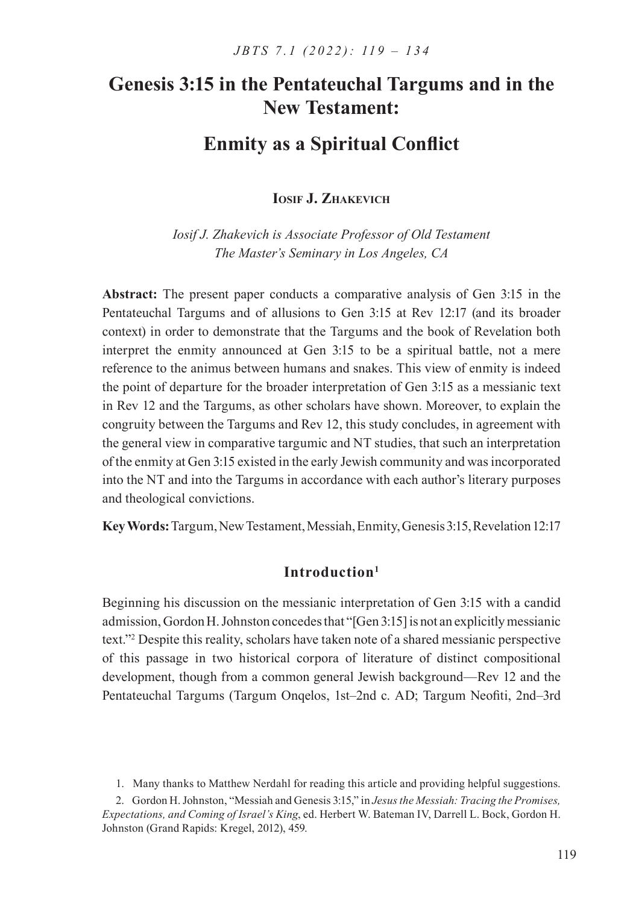# Genesis 3:15 in the Pentateuchal Targums and in the New Testament:

## Enmity as a Spiritual Conflict

**Iosif J. Zhakevich**

*Iosif J. Zhakevich is Associate Professor of Old Testament The Master's Seminary in Los Angeles, CA*

**Abstract:** The present paper conducts a comparative analysis of Gen 3:15 in the Pentateuchal Targums and of allusions to Gen 3:15 at Rev 12:17 (and its broader context) in order to demonstrate that the Targums and the book of Revelation both interpret the enmity announced at Gen 3:15 to be a spiritual battle, not a mere reference to the animus between humans and snakes. This view of enmity is indeed the point of departure for the broader interpretation of Gen 3:15 as a messianic text in Rev 12 and the Targums, as other scholars have shown. Moreover, to explain the congruity between the Targums and Rev 12, this study concludes, in agreement with the general view in comparative targumic and NT studies, that such an interpretation of the enmity at Gen 3:15 existed in the early Jewish community and was incorporated into the NT and into the Targums in accordance with each author's literary purposes and theological convictions.

**Key Words:** Targum, New Testament, Messiah, Enmity, Genesis 3:15, Revelation 12:17

### Introduction[1]

Beginning his discussion on the messianic interpretation of Gen 3:15 with a candid admission, Gordon H. Johnston concedes that "[Gen 3:15] is not an explicitly messianic text."[2] Despite this reality, scholars have taken note of a shared messianic perspective of this passage in two historical corpora of literature of distinct compositional development, though from a common general Jewish background—Rev 12 and the Pentateuchal Targums (Targum Onqelos, 1st–2nd c. AD; Targum Neofiti, 2nd–3rd

1. Many thanks to Matthew Nerdahl for reading this article and providing helpful suggestions.

2. Gordon H. Johnston, "Messiah and Genesis 3:15," in *Jesus the Messiah: Tracing the Promises, Expectations, and Coming of Israel's King*, ed. Herbert W. Bateman IV, Darrell L. Bock, Gordon H. Johnston (Grand Rapids: Kregel, 2012), 459.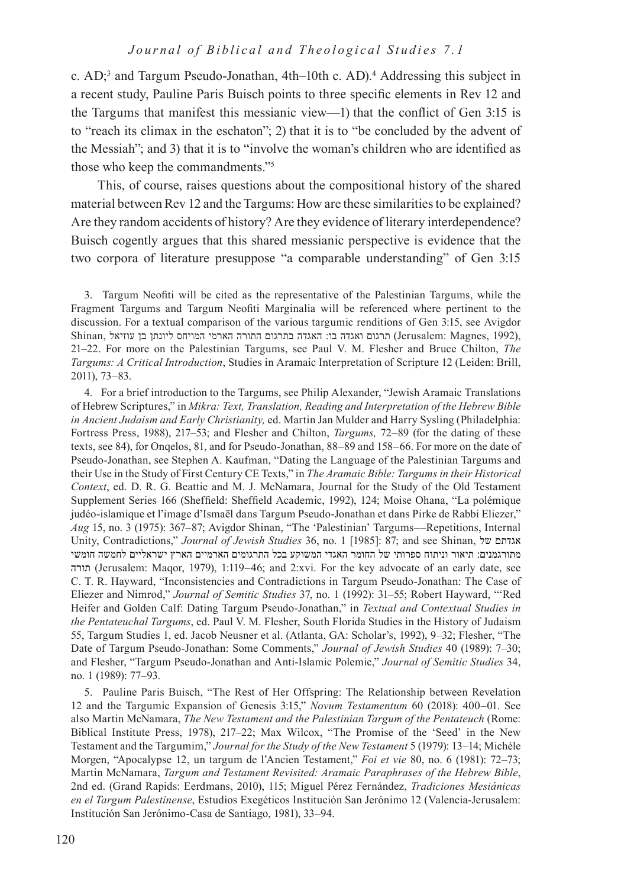c. AD;[3] and Targum Pseudo-Jonathan, 4th–10th c. AD).[4] Addressing this subject in a recent study, Pauline Paris Buisch points to three specific elements in Rev 12 and the Targums that manifest this messianic view—1) that the conflict of Gen 3:15 is to "reach its climax in the eschaton"; 2) that it is to "be concluded by the advent of the Messiah"; and 3) that it is to "involve the woman's children who are identified as those who keep the commandments."[5]

This, of course, raises questions about the compositional history of the shared material between Rev 12 and the Targums: How are these similarities to be explained? Are they random accidents of history? Are they evidence of literary interdependence? Buisch cogently argues that this shared messianic perspective is evidence that the two corpora of literature presuppose "a comparable understanding" of Gen 3:15

3. Targum Neofiti will be cited as the representative of the Palestinian Targums, while the Fragment Targums and Targum Neofiti Marginalia will be referenced where pertinent to the discussion. For a textual comparison of the various targumic renditions of Gen 3:15, see Avigdor Shinan, תרגום ואגדה בו: האגדה בתרגום התורה הארמי המיוחס ליונתן בן עוזיאל (Jerusalem: Magnes, 1992), 21–22. For more on the Palestinian Targums, see Paul V. M. Flesher and Bruce Chilton, *The Targums: A Critical Introduction*, Studies in Aramaic Interpretation of Scripture 12 (Leiden: Brill, 2011), 73–83.

4. For a brief introduction to the Targums, see Philip Alexander, "Jewish Aramaic Translations of Hebrew Scriptures," in *Mikra: Text, Translation, Reading and Interpretation of the Hebrew Bible in Ancient Judaism and Early Christianity,* ed. Martin Jan Mulder and Harry Sysling (Philadelphia: Fortress Press, 1988), 217–53; and Flesher and Chilton, *Targums,* 72–89 (for the dating of these texts, see 84), for Onqelos, 81, and for Pseudo-Jonathan, 88–89 and 158–66. For more on the date of Pseudo-Jonathan, see Stephen A. Kaufman, "Dating the Language of the Palestinian Targums and their Use in the Study of First Century CE Texts," in *The Aramaic Bible: Targums in their Historical Context*, ed. D. R. G. Beattie and M. J. McNamara, Journal for the Study of the Old Testament Supplement Series 166 (Sheffield: Sheffield Academic, 1992), 124; Moise Ohana, "La polémique judéo-islamique et l'image d'Ismaël dans Targum Pseudo-Jonathan et dans Pirke de Rabbi Eliezer," *Aug* 15, no. 3 (1975): 367–87; Avigdor Shinan, "The 'Palestinian' Targums––Repetitions, Internal Unity, Contradictions," *Journal of Jewish Studies* 36, no. 1 [1985]: 87; and see Shinan, אגדתם של מתורגמנים: תיאור וניתוח ספרותי של החומר האגדי המשוקע בכל התרגומים הארמיים הארץ ישראליים לחמשה חומשי תורה (Jerusalem: Maqor, 1979), 1:119–46; and 2:xvi. For the key advocate of an early date, see C. T. R. Hayward, "Inconsistencies and Contradictions in Targum Pseudo-Jonathan: The Case of Eliezer and Nimrod," *Journal of Semitic Studies* 37, no. 1 (1992): 31–55; Robert Hayward, "'Red Heifer and Golden Calf: Dating Targum Pseudo-Jonathan," in *Textual and Contextual Studies in the Pentateuchal Targums*, ed. Paul V. M. Flesher, South Florida Studies in the History of Judaism 55, Targum Studies 1, ed. Jacob Neusner et al. (Atlanta, GA: Scholar's, 1992), 9–32; Flesher, "The Date of Targum Pseudo-Jonathan: Some Comments," *Journal of Jewish Studies* 40 (1989): 7–30; and Flesher, "Targum Pseudo-Jonathan and Anti-Islamic Polemic," *Journal of Semitic Studies* 34, no. 1 (1989): 77–93.

5. Pauline Paris Buisch, "The Rest of Her Offspring: The Relationship between Revelation 12 and the Targumic Expansion of Genesis 3:15," *Novum Testamentum* 60 (2018): 400–01. See also Martin McNamara, *The New Testament and the Palestinian Targum of the Pentateuch* (Rome: Biblical Institute Press, 1978), 217–22; Max Wilcox, "The Promise of the 'Seed' in the New Testament and the Targumim," *Journal for the Study of the New Testament* 5 (1979): 13–14; Michèle Morgen, "Apocalypse 12, un targum de l'Ancien Testament," *Foi et vie* 80, no. 6 (1981): 72–73; Martin McNamara, *Targum and Testament Revisited: Aramaic Paraphrases of the Hebrew Bible*, 2nd ed. (Grand Rapids: Eerdmans, 2010), 115; Miguel Pérez Fernández, *Tradiciones Mesiánicas en el Targum Palestinense*, Estudios Exegéticos Institución San Jerónimo 12 (Valencia-Jerusalem: Institución San Jerónimo-Casa de Santiago, 1981), 33–94.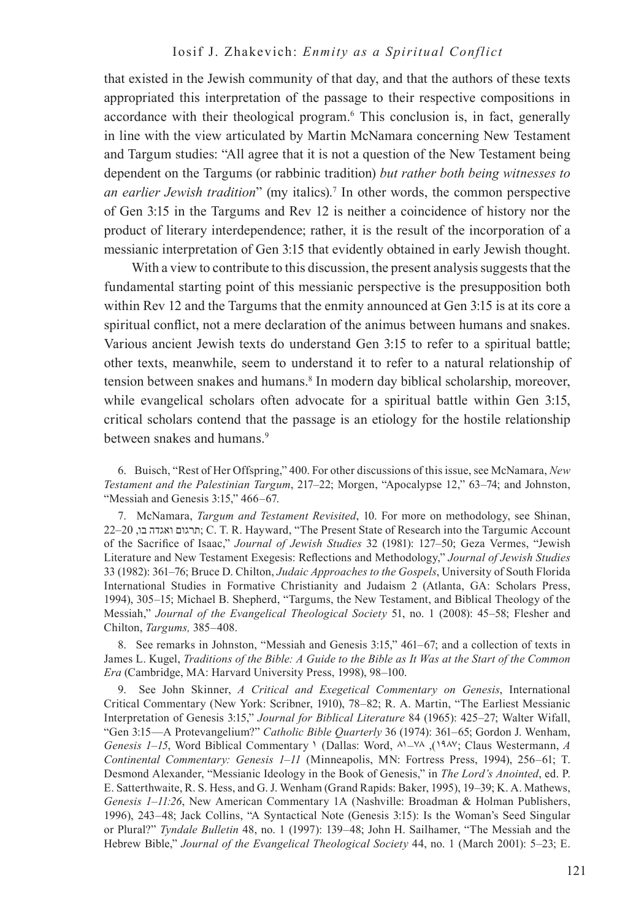that existed in the Jewish community of that day, and that the authors of these texts appropriated this interpretation of the passage to their respective compositions in accordance with their theological program.[6] This conclusion is, in fact, generally in line with the view articulated by Martin McNamara concerning New Testament and Targum studies: "All agree that it is not a question of the New Testament being dependent on the Targums (or rabbinic tradition) *but rather both being witnesses to an earlier Jewish tradition*" (my italics).[7] In other words, the common perspective of Gen 3:15 in the Targums and Rev 12 is neither a coincidence of history nor the product of literary interdependence; rather, it is the result of the incorporation of a messianic interpretation of Gen 3:15 that evidently obtained in early Jewish thought.

With a view to contribute to this discussion, the present analysis suggests that the fundamental starting point of this messianic perspective is the presupposition both within Rev 12 and the Targums that the enmity announced at Gen 3:15 is at its core a spiritual conflict, not a mere declaration of the animus between humans and snakes. Various ancient Jewish texts do understand Gen 3:15 to refer to a spiritual battle; other texts, meanwhile, seem to understand it to refer to a natural relationship of tension between snakes and humans.[8] In modern day biblical scholarship, moreover, while evangelical scholars often advocate for a spiritual battle within Gen 3:15, critical scholars contend that the passage is an etiology for the hostile relationship between snakes and humans.[9]

6. Buisch, "Rest of Her Offspring," 400. For other discussions of this issue, see McNamara, *New Testament and the Palestinian Targum*, 217–22; Morgen, "Apocalypse 12," 63–74; and Johnston, "Messiah and Genesis 3:15," 466–67.

7. McNamara, *Targum and Testament Revisited*, 10. For more on methodology, see Shinan, תרגום ואגדה בו, 20–22; C. T. R. Hayward, "The Present State of Research into the Targumic Account of the Sacrifice of Isaac," *Journal of Jewish Studies* 32 (1981): 127–50; Geza Vermes, "Jewish Literature and New Testament Exegesis: Reflections and Methodology," *Journal of Jewish Studies* 33 (1982): 361–76; Bruce D. Chilton, *Judaic Approaches to the Gospels*, University of South Florida International Studies in Formative Christianity and Judaism 2 (Atlanta, GA: Scholars Press, 1994), 305–15; Michael B. Shepherd, "Targums, the New Testament, and Biblical Theology of the Messiah," *Journal of the Evangelical Theological Society* 51, no. 1 (2008): 45–58; Flesher and Chilton, *Targums,* 385–408.

8. See remarks in Johnston, "Messiah and Genesis 3:15," 461–67; and a collection of texts in James L. Kugel, *Traditions of the Bible: A Guide to the Bible as It Was at the Start of the Common Era* (Cambridge, MA: Harvard University Press, 1998), 98–100.

9. See John Skinner, *A Critical and Exegetical Commentary on Genesis*, International Critical Commentary (New York: Scribner, 1910), 78–82; R. A. Martin, "The Earliest Messianic Interpretation of Genesis 3:15," *Journal for Biblical Literature* 84 (1965): 425–27; Walter Wifall, "Gen 3:15—A Protevangelium?" *Catholic Bible Quarterly* 36 (1974): 361–65; Gordon J. Wenham, *Genesis 1–15*, Word Biblical Commentary ١ (Dallas: Word, ١٩٨٧), ٧٨–٨١; Claus Westermann, *A Continental Commentary: Genesis 1–11* (Minneapolis, MN: Fortress Press, 1994), 256–61; T. Desmond Alexander, "Messianic Ideology in the Book of Genesis," in *The Lord's Anointed*, ed. P. E. Satterthwaite, R. S. Hess, and G. J. Wenham (Grand Rapids: Baker, 1995), 19–39; K. A. Mathews, *Genesis 1–11:26*, New American Commentary 1A (Nashville: Broadman & Holman Publishers, 1996), 243–48; Jack Collins, "A Syntactical Note (Genesis 3:15): Is the Woman's Seed Singular or Plural?" *Tyndale Bulletin* 48, no. 1 (1997): 139–48; John H. Sailhamer, "The Messiah and the Hebrew Bible," *Journal of the Evangelical Theological Society* 44, no. 1 (March 2001): 5–23; E.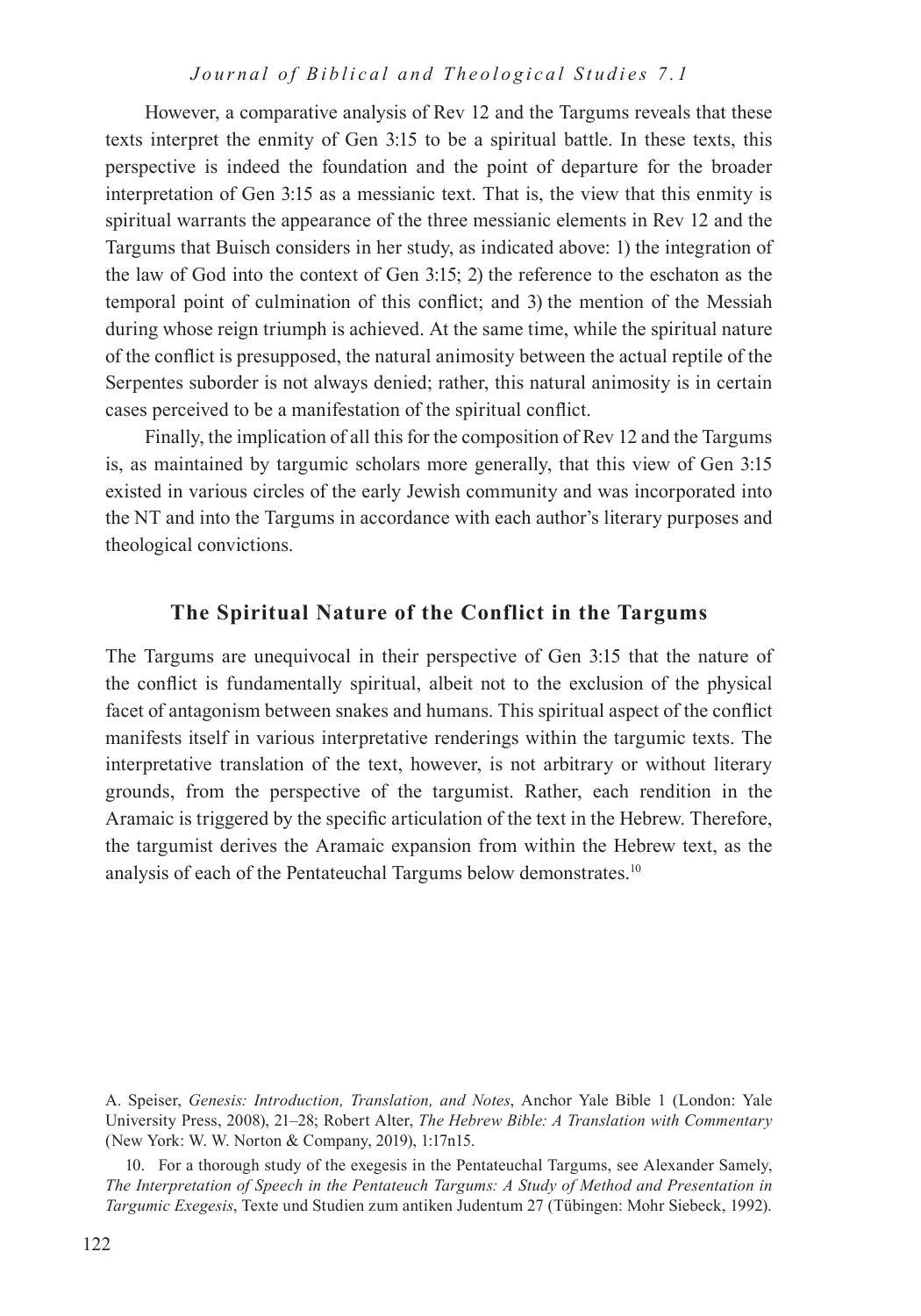However, a comparative analysis of Rev 12 and the Targums reveals that these texts interpret the enmity of Gen 3:15 to be a spiritual battle. In these texts, this perspective is indeed the foundation and the point of departure for the broader interpretation of Gen 3:15 as a messianic text. That is, the view that this enmity is spiritual warrants the appearance of the three messianic elements in Rev 12 and the Targums that Buisch considers in her study, as indicated above: 1) the integration of the law of God into the context of Gen 3:15; 2) the reference to the eschaton as the temporal point of culmination of this conflict; and 3) the mention of the Messiah during whose reign triumph is achieved. At the same time, while the spiritual nature of the conflict is presupposed, the natural animosity between the actual reptile of the Serpentes suborder is not always denied; rather, this natural animosity is in certain cases perceived to be a manifestation of the spiritual conflict.

Finally, the implication of all this for the composition of Rev 12 and the Targums is, as maintained by targumic scholars more generally, that this view of Gen 3:15 existed in various circles of the early Jewish community and was incorporated into the NT and into the Targums in accordance with each author's literary purposes and theological convictions.

## The Spiritual Nature of the Conflict in the Targums

The Targums are unequivocal in their perspective of Gen 3:15 that the nature of the conflict is fundamentally spiritual, albeit not to the exclusion of the physical facet of antagonism between snakes and humans. This spiritual aspect of the conflict manifests itself in various interpretative renderings within the targumic texts. The interpretative translation of the text, however, is not arbitrary or without literary grounds, from the perspective of the targumist. Rather, each rendition in the Aramaic is triggered by the specific articulation of the text in the Hebrew. Therefore, the targumist derives the Aramaic expansion from within the Hebrew text, as the analysis of each of the Pentateuchal Targums below demonstrates.[10]

---

A. Speiser, *Genesis: Introduction, Translation, and Notes*, Anchor Yale Bible 1 (London: Yale University Press, 2008), 21–28; Robert Alter, *The Hebrew Bible: A Translation with Commentary* (New York: W. W. Norton & Company, 2019), 1:17n15.

10. For a thorough study of the exegesis in the Pentateuchal Targums, see Alexander Samely, *The Interpretation of Speech in the Pentateuch Targums: A Study of Method and Presentation in Targumic Exegesis*, Texte und Studien zum antiken Judentum 27 (Tübingen: Mohr Siebeck, 1992).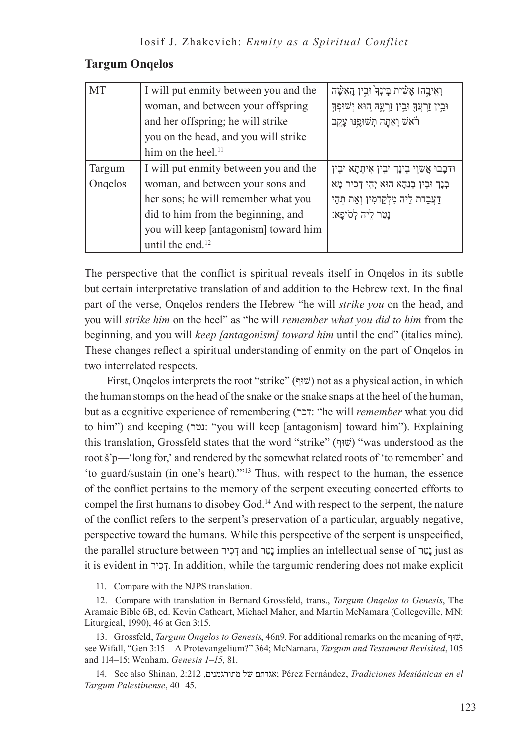## Targum Onqelos

| MT | I will put enmity between you and the woman, and between your offspring and her offspring; he will strike you on the head, and you will strike him on the heel.[11] | וְאֵיבָ֣ה ׀ אָשִׁ֗ית בֵּֽינְךָ֙ וּבֵ֣ין הָֽאִשָּׁ֔ה וּבֵ֥ין זַרְעֲךָ֖ וּבֵ֣ין זַרְעָ֑הּ ה֚וּא יְשׁוּפְךָ֣ רֹ֔אשׁ וְאַתָּ֖ה תְּשׁוּפֶ֥נּוּ עָקֵֽב |
|---|---|---|
| Targum Onqelos | I will put enmity between you and the woman, and between your sons and her sons; he will remember what you did to him from the beginning, and you will keep [antagonism] toward him until the end.[12] | וּדבָבוּ אֲשַׁוֵי בֵינָךְ וּבֵין אִיתְּתָא וּבֵין בְּנָךְ וּבֵין בְּנַהָא הוּא יְהֵי דְּכִיר מָא דַּעֲבַדְתְּ לֵיהּ מִלְּקַדְמִין וְאַתְּ תְּהֵי נָטַר לֵיהּ לְסוֹפָא׃ |

The perspective that the conflict is spiritual reveals itself in Onqelos in its subtle but certain interpretative translation of and addition to the Hebrew text. In the final part of the verse, Onqelos renders the Hebrew "he will *strike you* on the head, and you will *strike him* on the heel" as "he will *remember what you did to him* from the beginning, and you will *keep [antagonism] toward him* until the end" (italics mine). These changes reflect a spiritual understanding of enmity on the part of Onqelos in two interrelated respects.

First, Onqelos interprets the root "strike" (שׁוּף) not as a physical action, in which the human stomps on the head of the snake or the snake snaps at the heel of the human, but as a cognitive experience of remembering (דכר: "he will *remember* what you did to him") and keeping (נטר: "you will keep [antagonism] toward him"). Explaining this translation, Grossfeld states that the word "strike" (שׁוּף) "was understood as the root š'p—'long for,' and rendered by the somewhat related roots of 'to remember' and 'to guard/sustain (in one's heart).'"[13] Thus, with respect to the human, the essence of the conflict pertains to the memory of the serpent executing concerted efforts to compel the first humans to disobey God.[14] And with respect to the serpent, the nature of the conflict refers to the serpent's preservation of a particular, arguably negative, perspective toward the humans. While this perspective of the serpent is unspecified, the parallel structure between דְּכִיר and נָטַר implies an intellectual sense of נָטַר just as it is evident in דְּכִיר. In addition, while the targumic rendering does not make explicit

11. Compare with the NJPS translation.

12. Compare with translation in Bernard Grossfeld, trans., *Targum Onqelos to Genesis*, The Aramaic Bible 6B, ed. Kevin Cathcart, Michael Maher, and Martin McNamara (Collegeville, MN: Liturgical, 1990), 46 at Gen 3:15.

13. Grossfeld, *Targum Onqelos to Genesis*, 46n9. For additional remarks on the meaning of שׁוּף, see Wifall, "Gen 3:15—A Protevangelium?" 364; McNamara, *Targum and Testament Revisited*, 105 and 114–15; Wenham, *Genesis 1–15*, 81.

14. See also Shinan, אגדתם של מתורגמנים, 2:212; Pérez Fernández, *Tradiciones Mesiánicas en el Targum Palestinense*, 40–45.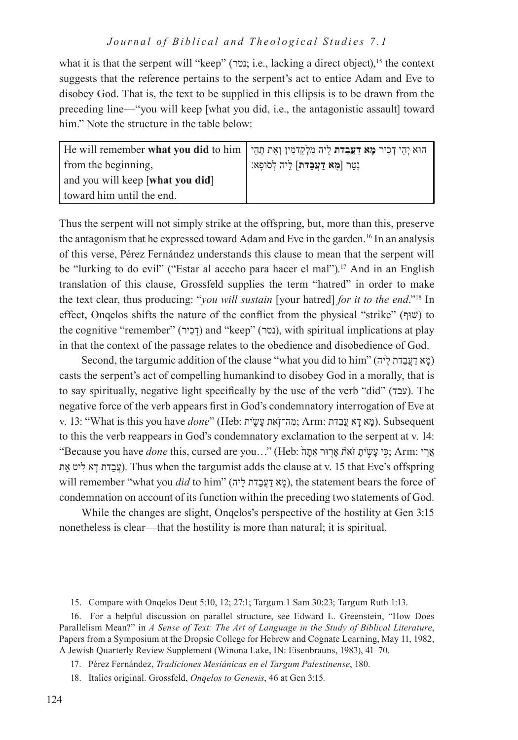what it is that the serpent will "keep" (נטר; i.e., lacking a direct object),[15] the context suggests that the reference pertains to the serpent's act to entice Adam and Eve to disobey God. That is, the text to be supplied in this ellipsis is to be drawn from the preceding line—"you will keep [what you did, i.e., the antagonistic assault] toward him." Note the structure in the table below:

| | |
|---|---|
| He will remember **what you did** to him from the beginning, and you will keep [**what you did**] toward him until the end. | הוּא יְהֵי דְכִיר **מָא דַעֲבַדת** לֵיה מִלְקַדמִין וְאַת תְהֵי נָטַר [**מָא דַעֲבַדת**] לֵיה לְסוֹפָא: |

Thus the serpent will not simply strike at the offspring, but, more than this, preserve the antagonism that he expressed toward Adam and Eve in the garden.[16] In an analysis of this verse, Pérez Fernández understands this clause to mean that the serpent will be "lurking to do evil" ("Estar al acecho para hacer el mal").[17] And in an English translation of this clause, Grossfeld supplies the term "hatred" in order to make the text clear, thus producing: "*you will sustain* [your hatred] *for it to the end*."[18] In effect, Onqelos shifts the nature of the conflict from the physical "strike" (שׁוּף) to the cognitive "remember" (דְכִיר) and "keep" (נטר), with spiritual implications at play in that the context of the passage relates to the obedience and disobedience of God.

Second, the targumic addition of the clause "what you did to him" (מָא דַעֲבַדת לֵיה) casts the serpent's act of compelling humankind to disobey God in a morally, that is to say spiritually, negative light specifically by the use of the verb "did" (עבד). The negative force of the verb appears first in God's condemnatory interrogation of Eve at v. 13: "What is this you have *done*" (Heb: מַה־זֹּאת עָשִׂית; Arm: מָא דָא עֲבַדת). Subsequent to this the verb reappears in God's condemnatory exclamation to the serpent at v. 14: "Because you have *done* this, cursed are you…" (Heb: כִּי עָשִׂיתָ זֹּאת אָרוּר אַתָּה; Arm: אֲרֵי עֲבַדת דָא לִיט אַת). Thus when the targumist adds the clause at v. 15 that Eve's offspring will remember "what you *did* to him" (מָא דַעֲבַדת לֵיה), the statement bears the force of condemnation on account of its function within the preceding two statements of God.

While the changes are slight, Onqelos's perspective of the hostility at Gen 3:15 nonetheless is clear—that the hostility is more than natural; it is spiritual.

15. Compare with Onqelos Deut 5:10, 12; 27:1; Targum 1 Sam 30:23; Targum Ruth 1:13.

16. For a helpful discussion on parallel structure, see Edward L. Greenstein, "How Does Parallelism Mean?" in *A Sense of Text: The Art of Language in the Study of Biblical Literature*, Papers from a Symposium at the Dropsie College for Hebrew and Cognate Learning, May 11, 1982, A Jewish Quarterly Review Supplement (Winona Lake, IN: Eisenbrauns, 1983), 41–70.

17. Pérez Fernández, *Tradiciones Mesiánicas en el Targum Palestinense*, 180.

18. Italics original. Grossfeld, *Onqelos to Genesis*, 46 at Gen 3:15.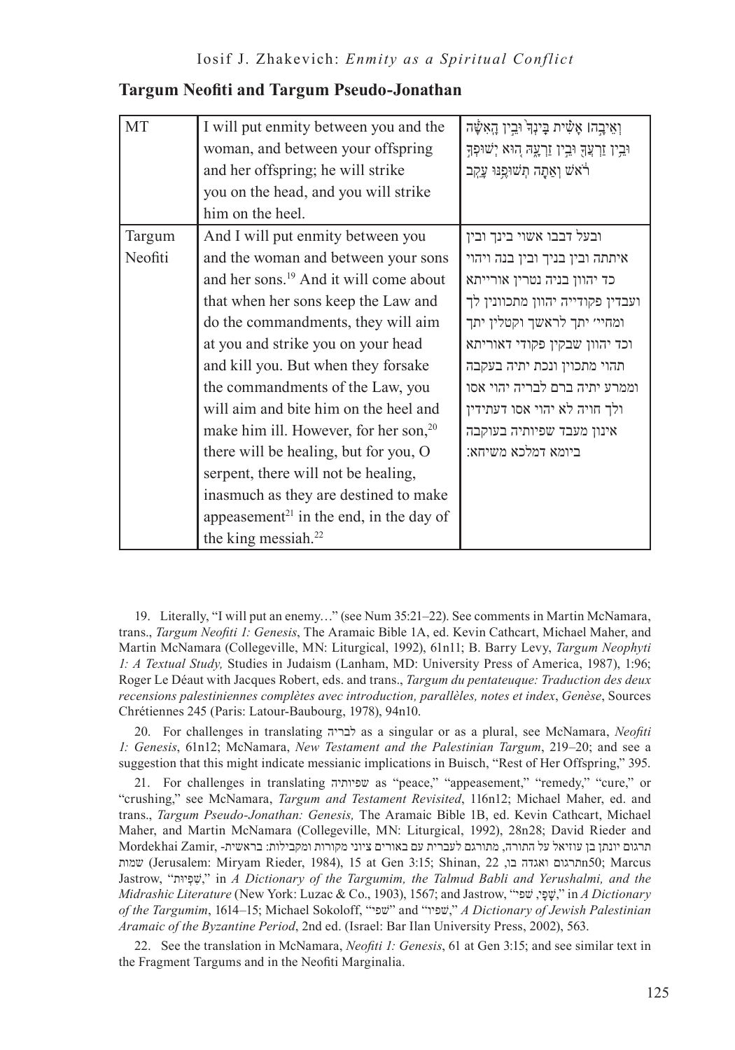## Targum Neofiti and Targum Pseudo-Jonathan

| | | |
|---|---|---|
| MT | I will put enmity between you and the woman, and between your offspring and her offspring; he will strike you on the head, and you will strike him on the heel. | וְאֵיבָה אָשִׁית בֵּינְךָ וּבֵין הָאִשָּׁה וּבֵין זַרְעֲךָ וּבֵין זַרְעָהּ הוּא יְשׁוּפְךָ רֹאשׁ וְאַתָּה תְּשׁוּפֶנּוּ עָקֵב |
| Targum Neofiti | And I will put enmity between you and the woman and between your sons and her sons.[19] And it will come about that when her sons keep the Law and do the commandments, they will aim at you and strike you on your head and kill you. But when they forsake the commandments of the Law, you will aim and bite him on the heel and make him ill. However, for her son,[20] there will be healing, but for you, O serpent, there will not be healing, inasmuch as they are destined to make appeasement[21] in the end, in the day of the king messiah.[22] | ובעל דבבו אשוי בינך ובין איתתה ובין בניך ובין בנה ויהוי כד יהוון בניה נטרין אורייתא ועבדין פקודייה יהוון מתכוונין לך ומחיי' יתך לראשך וקטלין יתך וכד יהוון שבקין פקודי דאוריתא תהוי מתכוין ונכת יתיה בעקבה וממרע יתיה ברם לבריה יהוי אסו ולך חויה לא יהוי אסו דעתידין אינון מעבד שפיותיה בעוקבה ביומא דמלכא משיחא: |

19. Literally, "I will put an enemy…" (see Num 35:21–22). See comments in Martin McNamara, trans., *Targum Neofiti 1: Genesis*, The Aramaic Bible 1A, ed. Kevin Cathcart, Michael Maher, and Martin McNamara (Collegeville, MN: Liturgical, 1992), 61n11; B. Barry Levy, *Targum Neophyti 1: A Textual Study,* Studies in Judaism (Lanham, MD: University Press of America, 1987), 1:96; Roger Le Déaut with Jacques Robert, eds. and trans., *Targum du pentateuque: Traduction des deux recensions palestiniennes complètes avec introduction, parallèles, notes et index*, *Genèse*, Sources Chrétiennes 245 (Paris: Latour-Baubourg, 1978), 94n10.

20. For challenges in translating לבריה as a singular or as a plural, see McNamara, *Neofiti 1: Genesis*, 61n12; McNamara, *New Testament and the Palestinian Targum*, 219–20; and see a suggestion that this might indicate messianic implications in Buisch, "Rest of Her Offspring," 395.

21. For challenges in translating שפיותיה as "peace," "appeasement," "remedy," "cure," or "crushing," see McNamara, *Targum and Testament Revisited*, 116n12; Michael Maher, ed. and trans., *Targum Pseudo-Jonathan: Genesis,* The Aramaic Bible 1B, ed. Kevin Cathcart, Michael Maher, and Martin McNamara (Collegeville, MN: Liturgical, 1992), 28n28; David Rieder and Mordekhai Zamir, תרגום יונתן בן עוזיאל על התורה, מתורגם לעברית עם באורים ציוני מקורות ומקבילות: בראשית-שמות (Jerusalem: Miryam Rieder, 1984), 15 at Gen 3:15; Shinan, תרגום ואגדה בו, 22n50; Marcus Jastrow, "שְׁפִיוּת," in *A Dictionary of the Targumim, the Talmud Babli and Yerushalmi, and the Midrashic Literature* (New York: Luzac & Co., 1903), 1567; and Jastrow, "שָׁפָא, שְׁפִי," in *A Dictionary of the Targumim*, 1614–15; Michael Sokoloff, "שפי" and "שְׁפִיו," *A Dictionary of Jewish Palestinian Aramaic of the Byzantine Period*, 2nd ed. (Israel: Bar Ilan University Press, 2002), 563.

22. See the translation in McNamara, *Neofiti 1: Genesis*, 61 at Gen 3:15; and see similar text in the Fragment Targums and in the Neofiti Marginalia.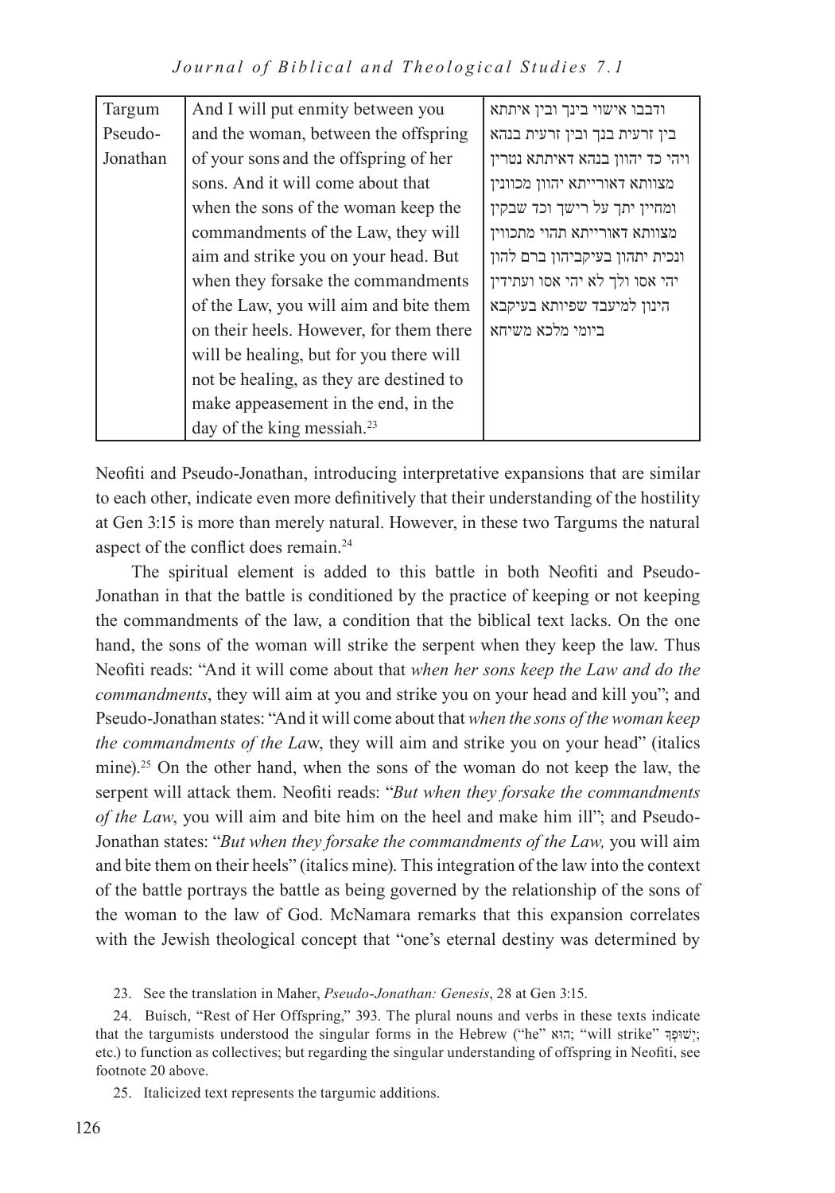| Targum Pseudo-Jonathan | And I will put enmity between you and the woman, between the offspring of your sons and the offspring of her sons. And it will come about that when the sons of the woman keep the commandments of the Law, they will aim and strike you on your head. But when they forsake the commandments of the Law, you will aim and bite them on their heels. However, for them there will be healing, but for you there will not be healing, as they are destined to make appeasement in the end, in the day of the king messiah.[23] | ודבבו אישוי בינך ובין איתתא בין זרעית בנך ובין זרעית בנהא ויהי כד יהוון בנהא דאיתתא נטרין מצוותא דאורייתא יהוון מכוונין ומחיין יתך על רישך וכד שבקין מצוותא דאורייתא תהוי מתכווין ונכית יתהון בעיקביהון ברם להון יהי אסו ולך לא יהי אסו ועתידין הינון למיעבד שפיותא בעיקבא ביומי מלכא משיחא |
|---|---|---|

Neofiti and Pseudo-Jonathan, introducing interpretative expansions that are similar to each other, indicate even more definitively that their understanding of the hostility at Gen 3:15 is more than merely natural. However, in these two Targums the natural aspect of the conflict does remain.[24]

The spiritual element is added to this battle in both Neofiti and Pseudo-Jonathan in that the battle is conditioned by the practice of keeping or not keeping the commandments of the law, a condition that the biblical text lacks. On the one hand, the sons of the woman will strike the serpent when they keep the law. Thus Neofiti reads: "And it will come about that *when her sons keep the Law and do the commandments*, they will aim at you and strike you on your head and kill you"; and Pseudo-Jonathan states: "And it will come about that *when the sons of the woman keep the commandments of the La*w, they will aim and strike you on your head" (italics mine).[25] On the other hand, when the sons of the woman do not keep the law, the serpent will attack them. Neofiti reads: "*But when they forsake the commandments of the Law*, you will aim and bite him on the heel and make him ill"; and Pseudo-Jonathan states: "*But when they forsake the commandments of the Law,* you will aim and bite them on their heels" (italics mine). This integration of the law into the context of the battle portrays the battle as being governed by the relationship of the sons of the woman to the law of God. McNamara remarks that this expansion correlates with the Jewish theological concept that "one's eternal destiny was determined by

23. See the translation in Maher, *Pseudo-Jonathan: Genesis*, 28 at Gen 3:15.

24. Buisch, "Rest of Her Offspring," 393. The plural nouns and verbs in these texts indicate that the targumists understood the singular forms in the Hebrew ("he" הוּא; "will strike" יְשׁוּפְךָ; etc.) to function as collectives; but regarding the singular understanding of offspring in Neofiti, see footnote 20 above.

25. Italicized text represents the targumic additions.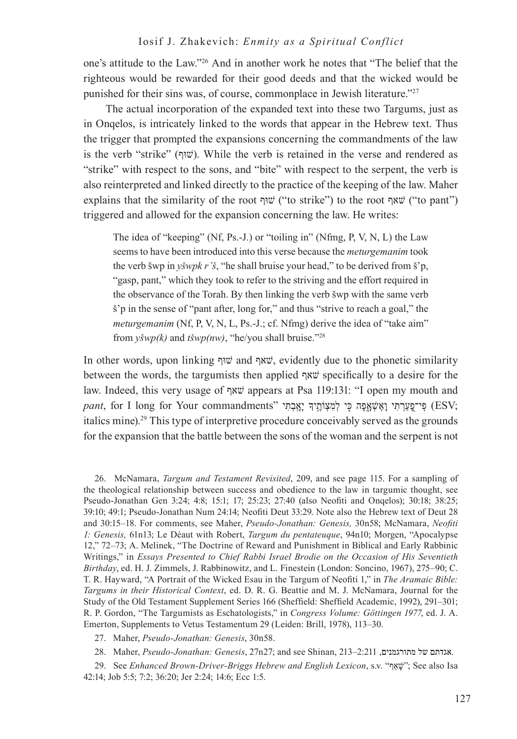one's attitude to the Law."[26] And in another work he notes that "The belief that the righteous would be rewarded for their good deeds and that the wicked would be punished for their sins was, of course, commonplace in Jewish literature."[27]

The actual incorporation of the expanded text into these two Targums, just as in Onqelos, is intricately linked to the words that appear in the Hebrew text. Thus the trigger that prompted the expansions concerning the commandments of the law is the verb "strike" (שׁוּף). While the verb is retained in the verse and rendered as "strike" with respect to the sons, and "bite" with respect to the serpent, the verb is also reinterpreted and linked directly to the practice of the keeping of the law. Maher explains that the similarity of the root שׁוּף ("to strike") to the root שׁאף ("to pant") triggered and allowed for the expansion concerning the law. He writes:

> The idea of "keeping" (Nf, Ps.-J.) or "toiling in" (Nfmg, P, V, N, L) the Law seems to have been introduced into this verse because the *meturgemanim* took the verb šwp in *yšwpk r'š*, "he shall bruise your head," to be derived from š'p, "gasp, pant," which they took to refer to the striving and the effort required in the observance of the Torah. By then linking the verb šwp with the same verb š'p in the sense of "pant after, long for," and thus "strive to reach a goal," the *meturgemanim* (Nf, P, V, N, L, Ps.-J.; cf. Nfmg) derive the idea of "take aim" from *yšwp(k)* and *tšwp(nw)*, "he/you shall bruise."[28]

In other words, upon linking שׁוּף and שׁאף, evidently due to the phonetic similarity between the words, the targumists then applied שׁאף specifically to a desire for the law. Indeed, this very usage of שׁאף appears at Psa 119:131: "I open my mouth and *pant*, for I long for Your commandments" פִּי־פָעַרְתִּי וָאֶשְׁאָפָה כִּי לְמִצְוֺתֶיךָ יָאָבְתִּי (ESV; italics mine).[29] This type of interpretive procedure conceivably served as the grounds for the expansion that the battle between the sons of the woman and the serpent is not

26. McNamara, *Targum and Testament Revisited*, 209, and see page 115. For a sampling of the theological relationship between success and obedience to the law in targumic thought, see Pseudo-Jonathan Gen 3:24; 4:8; 15:1; 17; 25:23; 27:40 (also Neofiti and Onqelos); 30:18; 38:25; 39:10; 49:1; Pseudo-Jonathan Num 24:14; Neofiti Deut 33:29. Note also the Hebrew text of Deut 28 and 30:15–18. For comments, see Maher, *Pseudo-Jonathan: Genesis,* 30n58; McNamara, *Neofiti 1: Genesis,* 61n13; Le Déaut with Robert, *Targum du pentateuque*, 94n10; Morgen, "Apocalypse 12," 72–73; A. Melinek, "The Doctrine of Reward and Punishment in Biblical and Early Rabbinic Writings," in *Essays Presented to Chief Rabbi Israel Brodie on the Occasion of His Seventieth Birthday*, ed. H. J. Zimmels, J. Rabbinowitz, and L. Finestein (London: Soncino, 1967), 275–90; C. T. R. Hayward, "A Portrait of the Wicked Esau in the Targum of Neofiti 1," in *The Aramaic Bible: Targums in their Historical Context*, ed. D. R. G. Beattie and M. J. McNamara, Journal for the Study of the Old Testament Supplement Series 166 (Sheffield: Sheffield Academic, 1992), 291–301; R. P. Gordon, "The Targumists as Eschatologists," in *Congress Volume: Göttingen 1977*, ed. J. A. Emerton, Supplements to Vetus Testamentum 29 (Leiden: Brill, 1978), 113–30.

27. Maher, *Pseudo-Jonathan: Genesis*, 30n58.

28. Maher, *Pseudo-Jonathan: Genesis*, 27n27; and see Shinan, אגדתם של מתורגמנים, 2:211–213.

29. See *Enhanced Brown-Driver-Briggs Hebrew and English Lexicon*, s.v. "שָׁאַף"; See also Isa 42:14; Job 5:5; 7:2; 36:20; Jer 2:24; 14:6; Ecc 1:5.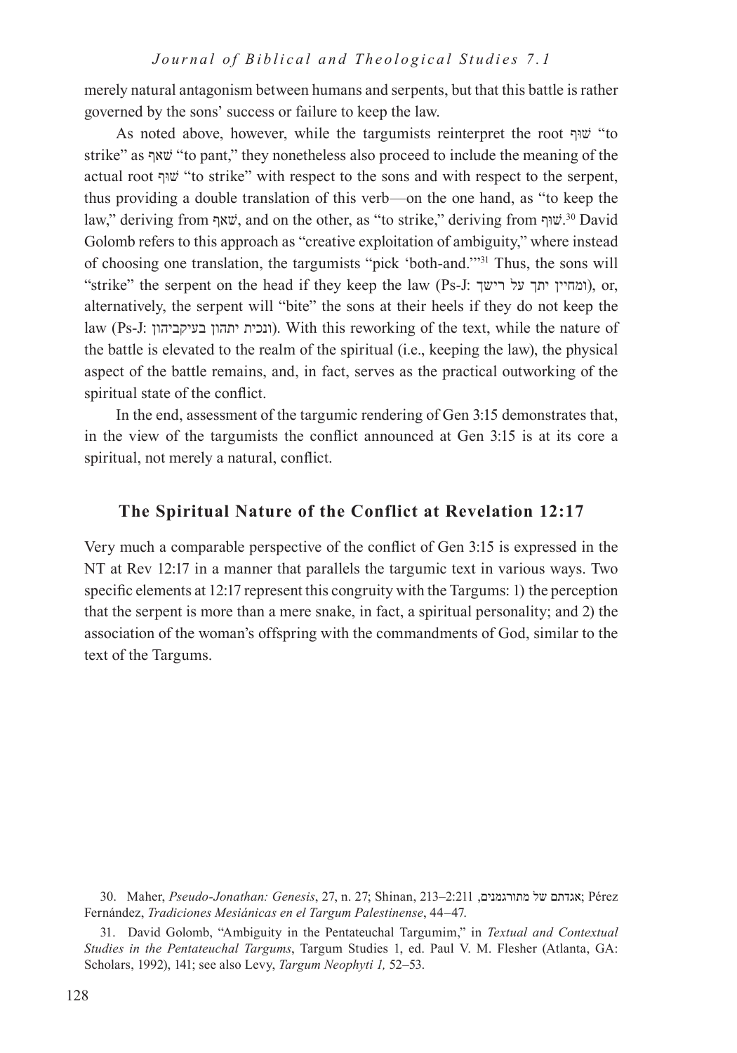merely natural antagonism between humans and serpents, but that this battle is rather governed by the sons' success or failure to keep the law.

As noted above, however, while the targumists reinterpret the root שׁוּף "to strike" as שׁאף "to pant," they nonetheless also proceed to include the meaning of the actual root שׁוּף "to strike" with respect to the sons and with respect to the serpent, thus providing a double translation of this verb—on the one hand, as "to keep the law," deriving from שׁאף, and on the other, as "to strike," deriving from שׁוּף.[30] David Golomb refers to this approach as "creative exploitation of ambiguity," where instead of choosing one translation, the targumists "pick 'both-and.'"[31] Thus, the sons will "strike" the serpent on the head if they keep the law (Ps-J: ומחיין יתך על רישך), or, alternatively, the serpent will "bite" the sons at their heels if they do not keep the law (Ps-J: ונכית יתהון בעיקביהון). With this reworking of the text, while the nature of the battle is elevated to the realm of the spiritual (i.e., keeping the law), the physical aspect of the battle remains, and, in fact, serves as the practical outworking of the spiritual state of the conflict.

In the end, assessment of the targumic rendering of Gen 3:15 demonstrates that, in the view of the targumists the conflict announced at Gen 3:15 is at its core a spiritual, not merely a natural, conflict.

## The Spiritual Nature of the Conflict at Revelation 12:17

Very much a comparable perspective of the conflict of Gen 3:15 is expressed in the NT at Rev 12:17 in a manner that parallels the targumic text in various ways. Two specific elements at 12:17 represent this congruity with the Targums: 1) the perception that the serpent is more than a mere snake, in fact, a spiritual personality; and 2) the association of the woman's offspring with the commandments of God, similar to the text of the Targums.

30. Maher, *Pseudo-Jonathan: Genesis*, 27, n. 27; Shinan, אגדתם של מתורגמנים, 2:211–213; Pérez Fernández, *Tradiciones Mesiánicas en el Targum Palestinense*, 44–47.

31. David Golomb, "Ambiguity in the Pentateuchal Targumim," in *Textual and Contextual Studies in the Pentateuchal Targums*, Targum Studies 1, ed. Paul V. M. Flesher (Atlanta, GA: Scholars, 1992), 141; see also Levy, *Targum Neophyti 1,* 52–53.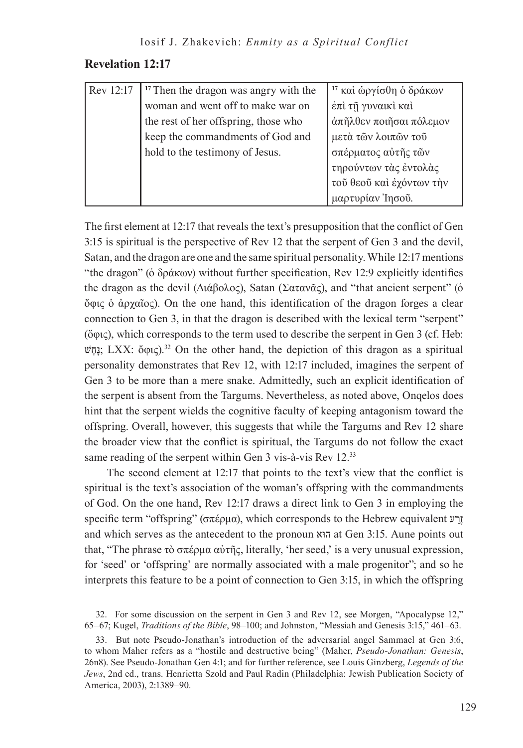## Revelation 12:17

| Rev 12:17 | 17 Then the dragon was angry with the woman and went off to make war on the rest of her offspring, those who keep the commandments of God and hold to the testimony of Jesus. | 17 καὶ ὠργίσθη ὁ δράκων ἐπὶ τῇ γυναικὶ καὶ ἀπῆλθεν ποιῆσαι πόλεμον μετὰ τῶν λοιπῶν τοῦ σπέρματος αὐτῆς τῶν τηρούντων τὰς ἐντολὰς τοῦ θεοῦ καὶ ἐχόντων τὴν μαρτυρίαν Ἰησοῦ. |
|---|---|---|

The first element at 12:17 that reveals the text's presupposition that the conflict of Gen 3:15 is spiritual is the perspective of Rev 12 that the serpent of Gen 3 and the devil, Satan, and the dragon are one and the same spiritual personality. While 12:17 mentions "the dragon" (ὁ δράκων) without further specification, Rev 12:9 explicitly identifies the dragon as the devil (Διάβολος), Satan (Σατανᾶς), and "that ancient serpent" (ὁ ὄφις ὁ ἀρχαῖος). On the one hand, this identification of the dragon forges a clear connection to Gen 3, in that the dragon is described with the lexical term "serpent" (ὄφις), which corresponds to the term used to describe the serpent in Gen 3 (cf. Heb: נָחָשׁ; LXX: ὄφις).[32] On the other hand, the depiction of this dragon as a spiritual personality demonstrates that Rev 12, with 12:17 included, imagines the serpent of Gen 3 to be more than a mere snake. Admittedly, such an explicit identification of the serpent is absent from the Targums. Nevertheless, as noted above, Onqelos does hint that the serpent wields the cognitive faculty of keeping antagonism toward the offspring. Overall, however, this suggests that while the Targums and Rev 12 share the broader view that the conflict is spiritual, the Targums do not follow the exact same reading of the serpent within Gen 3 vis-à-vis Rev 12.[33]

The second element at 12:17 that points to the text's view that the conflict is spiritual is the text's association of the woman's offspring with the commandments of God. On the one hand, Rev 12:17 draws a direct link to Gen 3 in employing the specific term "offspring" (σπέρμα), which corresponds to the Hebrew equivalent זֶרַע and which serves as the antecedent to the pronoun הוּא at Gen 3:15. Aune points out that, "The phrase τὸ σπέρμα αὐτῆς, literally, 'her seed,' is a very unusual expression, for 'seed' or 'offspring' are normally associated with a male progenitor"; and so he interprets this feature to be a point of connection to Gen 3:15, in which the offspring

32. For some discussion on the serpent in Gen 3 and Rev 12, see Morgen, "Apocalypse 12," 65–67; Kugel, *Traditions of the Bible*, 98–100; and Johnston, "Messiah and Genesis 3:15," 461–63.

33. But note Pseudo-Jonathan's introduction of the adversarial angel Sammael at Gen 3:6, to whom Maher refers as a "hostile and destructive being" (Maher, *Pseudo-Jonathan: Genesis*, 26n8). See Pseudo-Jonathan Gen 4:1; and for further reference, see Louis Ginzberg, *Legends of the Jews*, 2nd ed., trans. Henrietta Szold and Paul Radin (Philadelphia: Jewish Publication Society of America, 2003), 2:1389–90.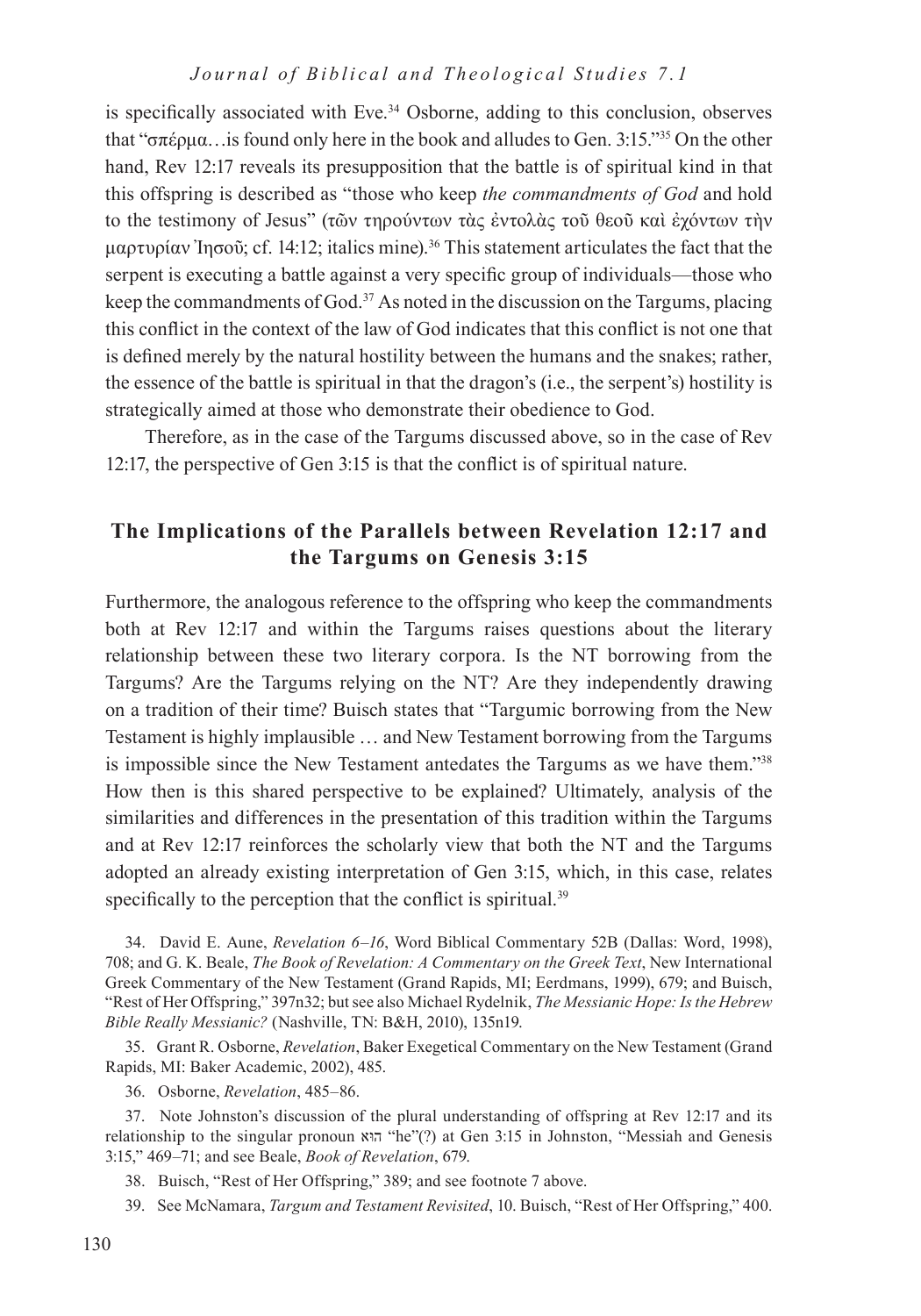is specifically associated with Eve.[34] Osborne, adding to this conclusion, observes that "σπέρμα…is found only here in the book and alludes to Gen. 3:15."[35] On the other hand, Rev 12:17 reveals its presupposition that the battle is of spiritual kind in that this offspring is described as "those who keep *the commandments of God* and hold to the testimony of Jesus" (τῶν τηρούντων τὰς ἐντολὰς τοῦ θεοῦ καὶ ἐχόντων τὴν μαρτυρίαν Ἰησοῦ; cf. 14:12; italics mine).[36] This statement articulates the fact that the serpent is executing a battle against a very specific group of individuals—those who keep the commandments of God.[37] As noted in the discussion on the Targums, placing this conflict in the context of the law of God indicates that this conflict is not one that is defined merely by the natural hostility between the humans and the snakes; rather, the essence of the battle is spiritual in that the dragon's (i.e., the serpent's) hostility is strategically aimed at those who demonstrate their obedience to God.

Therefore, as in the case of the Targums discussed above, so in the case of Rev 12:17, the perspective of Gen 3:15 is that the conflict is of spiritual nature.

## The Implications of the Parallels between Revelation 12:17 and the Targums on Genesis 3:15

Furthermore, the analogous reference to the offspring who keep the commandments both at Rev 12:17 and within the Targums raises questions about the literary relationship between these two literary corpora. Is the NT borrowing from the Targums? Are the Targums relying on the NT? Are they independently drawing on a tradition of their time? Buisch states that "Targumic borrowing from the New Testament is highly implausible … and New Testament borrowing from the Targums is impossible since the New Testament antedates the Targums as we have them."[38] How then is this shared perspective to be explained? Ultimately, analysis of the similarities and differences in the presentation of this tradition within the Targums and at Rev 12:17 reinforces the scholarly view that both the NT and the Targums adopted an already existing interpretation of Gen 3:15, which, in this case, relates specifically to the perception that the conflict is spiritual.[39]

34. David E. Aune, *Revelation 6–16*, Word Biblical Commentary 52B (Dallas: Word, 1998), 708; and G. K. Beale, *The Book of Revelation: A Commentary on the Greek Text*, New International Greek Commentary of the New Testament (Grand Rapids, MI; Eerdmans, 1999), 679; and Buisch, "Rest of Her Offspring," 397n32; but see also Michael Rydelnik, *The Messianic Hope: Is the Hebrew Bible Really Messianic?* (Nashville, TN: B&H, 2010), 135n19.

35. Grant R. Osborne, *Revelation*, Baker Exegetical Commentary on the New Testament (Grand Rapids, MI: Baker Academic, 2002), 485.

36. Osborne, *Revelation*, 485–86.

37. Note Johnston's discussion of the plural understanding of offspring at Rev 12:17 and its relationship to the singular pronoun הוא "he"(?) at Gen 3:15 in Johnston, "Messiah and Genesis 3:15," 469–71; and see Beale, *Book of Revelation*, 679.

38. Buisch, "Rest of Her Offspring," 389; and see footnote 7 above.

39. See McNamara, *Targum and Testament Revisited*, 10. Buisch, "Rest of Her Offspring," 400.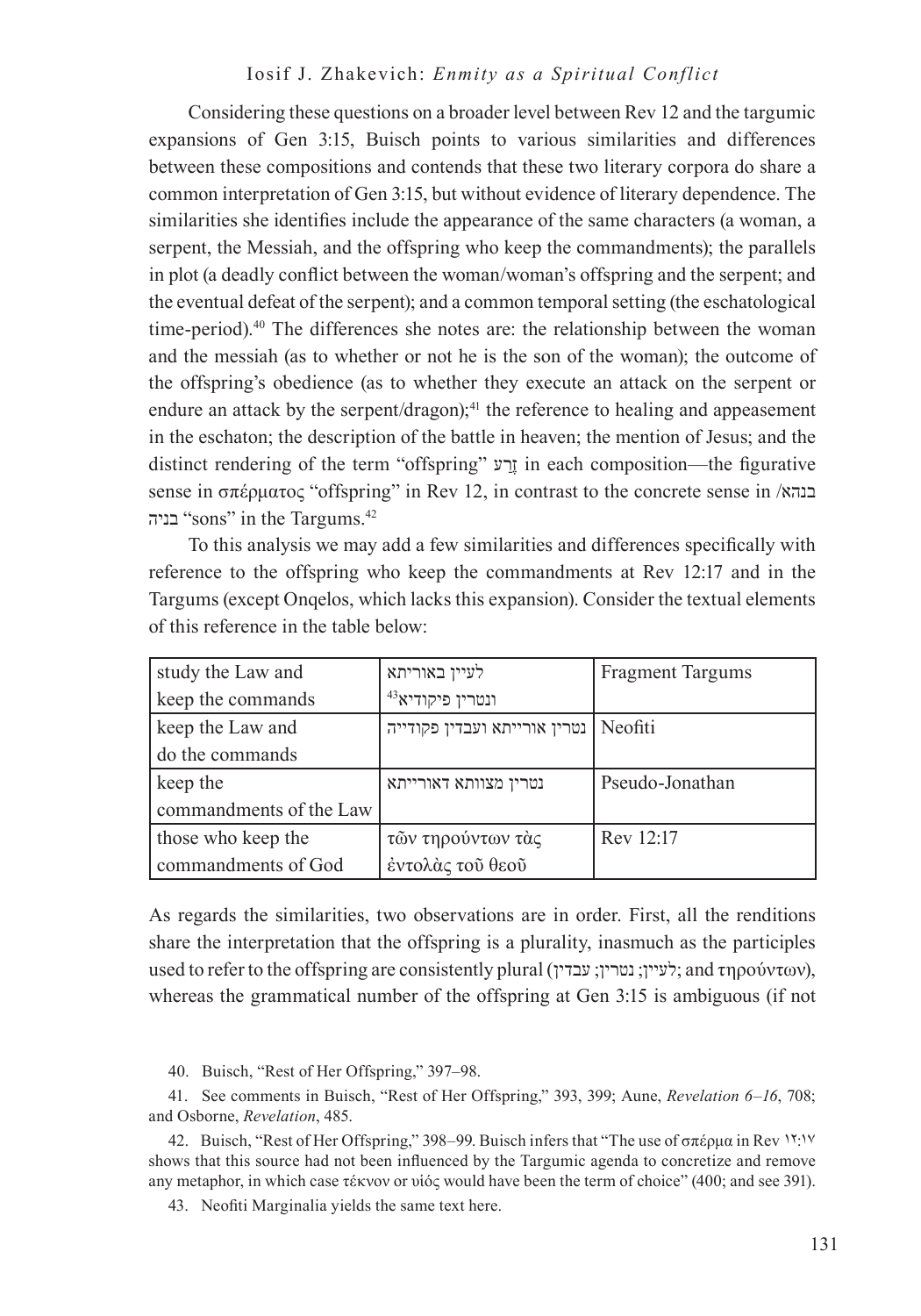Considering these questions on a broader level between Rev 12 and the targumic expansions of Gen 3:15, Buisch points to various similarities and differences between these compositions and contends that these two literary corpora do share a common interpretation of Gen 3:15, but without evidence of literary dependence. The similarities she identifies include the appearance of the same characters (a woman, a serpent, the Messiah, and the offspring who keep the commandments); the parallels in plot (a deadly conflict between the woman/woman's offspring and the serpent; and the eventual defeat of the serpent); and a common temporal setting (the eschatological time-period).[40] The differences she notes are: the relationship between the woman and the messiah (as to whether or not he is the son of the woman); the outcome of the offspring's obedience (as to whether they execute an attack on the serpent or endure an attack by the serpent/dragon);[41] the reference to healing and appeasement in the eschaton; the description of the battle in heaven; the mention of Jesus; and the distinct rendering of the term "offspring" זֶרַע in each composition—the figurative sense in σπέρματος "offspring" in Rev 12, in contrast to the concrete sense in בנהא/ בניה "sons" in the Targums.[42]

To this analysis we may add a few similarities and differences specifically with reference to the offspring who keep the commandments at Rev 12:17 and in the Targums (except Onqelos, which lacks this expansion). Consider the textual elements of this reference in the table below:

| | | |
|---|---|---|
| study the Law and keep the commands | לעיין באוריתא ונטרין פיקודיא[43] | Fragment Targums |
| keep the Law and do the commands | נטרין אורייתא ועבדין פקודייה | Neofiti |
| keep the commandments of the Law | נטרין מצוותא דאורייתא | Pseudo-Jonathan |
| those who keep the commandments of God | τῶν τηρούντων τὰς ἐντολὰς τοῦ θεοῦ | Rev 12:17 |

As regards the similarities, two observations are in order. First, all the renditions share the interpretation that the offspring is a plurality, inasmuch as the participles used to refer to the offspring are consistently plural (לעיין; נטרין; עבדין; and τηρούντων), whereas the grammatical number of the offspring at Gen 3:15 is ambiguous (if not

40. Buisch, "Rest of Her Offspring," 397–98.

41. See comments in Buisch, "Rest of Her Offspring," 393, 399; Aune, *Revelation 6–16*, 708; and Osborne, *Revelation*, 485.

42. Buisch, "Rest of Her Offspring," 398–99. Buisch infers that "The use of σπέρμα in Rev ١٢:١٧ shows that this source had not been influenced by the Targumic agenda to concretize and remove any metaphor, in which case τέκνον or υἱός would have been the term of choice" (400; and see 391).

43. Neofiti Marginalia yields the same text here.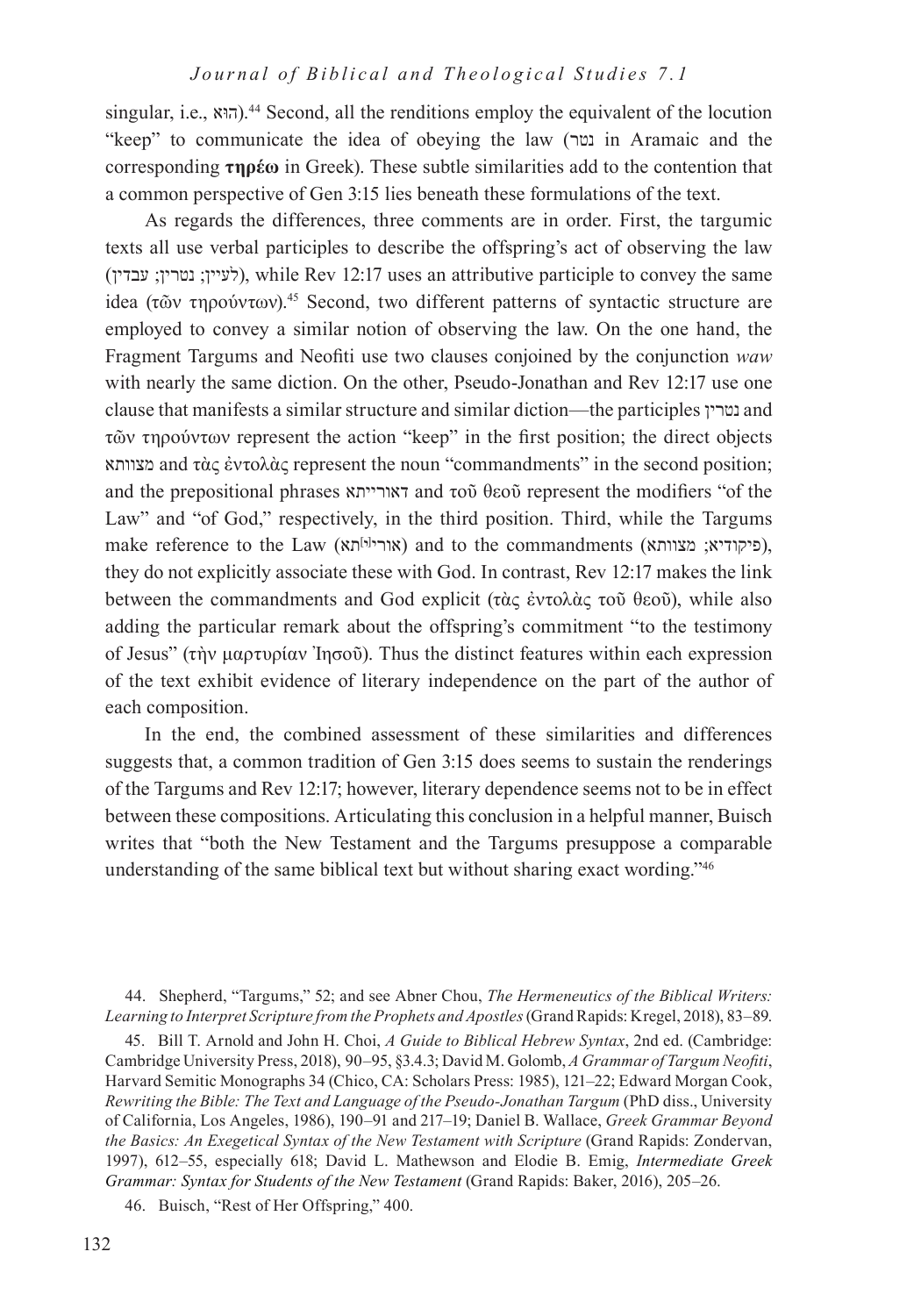singular, i.e., הוא).[44] Second, all the renditions employ the equivalent of the locution "keep" to communicate the idea of obeying the law (נטר in Aramaic and the corresponding **τηρέω** in Greek). These subtle similarities add to the contention that a common perspective of Gen 3:15 lies beneath these formulations of the text.

As regards the differences, three comments are in order. First, the targumic texts all use verbal participles to describe the offspring's act of observing the law (לעיין; נטרין; עבדין), while Rev 12:17 uses an attributive participle to convey the same idea (τῶν τηρούντων).[45] Second, two different patterns of syntactic structure are employed to convey a similar notion of observing the law. On the one hand, the Fragment Targums and Neofiti use two clauses conjoined by the conjunction *waw* with nearly the same diction. On the other, Pseudo-Jonathan and Rev 12:17 use one clause that manifests a similar structure and similar diction—the participles נטרין and τῶν τηρούντων represent the action "keep" in the first position; the direct objects מצוותא and τὰς ἐντολὰς represent the noun "commandments" in the second position; and the prepositional phrases דאורייתא and τοῦ θεοῦ represent the modifiers "of the Law" and "of God," respectively, in the third position. Third, while the Targums make reference to the Law (אורי[י]תא) and to the commandments (פיקודיא; מצוותא), they do not explicitly associate these with God. In contrast, Rev 12:17 makes the link between the commandments and God explicit (τὰς ἐντολὰς τοῦ θεοῦ), while also adding the particular remark about the offspring's commitment "to the testimony of Jesus" (τὴν μαρτυρίαν Ἰησοῦ). Thus the distinct features within each expression of the text exhibit evidence of literary independence on the part of the author of each composition.

In the end, the combined assessment of these similarities and differences suggests that, a common tradition of Gen 3:15 does seems to sustain the renderings of the Targums and Rev 12:17; however, literary dependence seems not to be in effect between these compositions. Articulating this conclusion in a helpful manner, Buisch writes that "both the New Testament and the Targums presuppose a comparable understanding of the same biblical text but without sharing exact wording."[46]

---

44. Shepherd, "Targums," 52; and see Abner Chou, *The Hermeneutics of the Biblical Writers: Learning to Interpret Scripture from the Prophets and Apostles* (Grand Rapids: Kregel, 2018), 83–89.

45. Bill T. Arnold and John H. Choi, *A Guide to Biblical Hebrew Syntax*, 2nd ed. (Cambridge: Cambridge University Press, 2018), 90–95, §3.4.3; David M. Golomb, *A Grammar of Targum Neofiti*, Harvard Semitic Monographs 34 (Chico, CA: Scholars Press: 1985), 121–22; Edward Morgan Cook, *Rewriting the Bible: The Text and Language of the Pseudo-Jonathan Targum* (PhD diss., University of California, Los Angeles, 1986), 190–91 and 217–19; Daniel B. Wallace, *Greek Grammar Beyond the Basics: An Exegetical Syntax of the New Testament with Scripture* (Grand Rapids: Zondervan, 1997), 612–55, especially 618; David L. Mathewson and Elodie B. Emig, *Intermediate Greek Grammar: Syntax for Students of the New Testament* (Grand Rapids: Baker, 2016), 205–26.

46. Buisch, "Rest of Her Offspring," 400.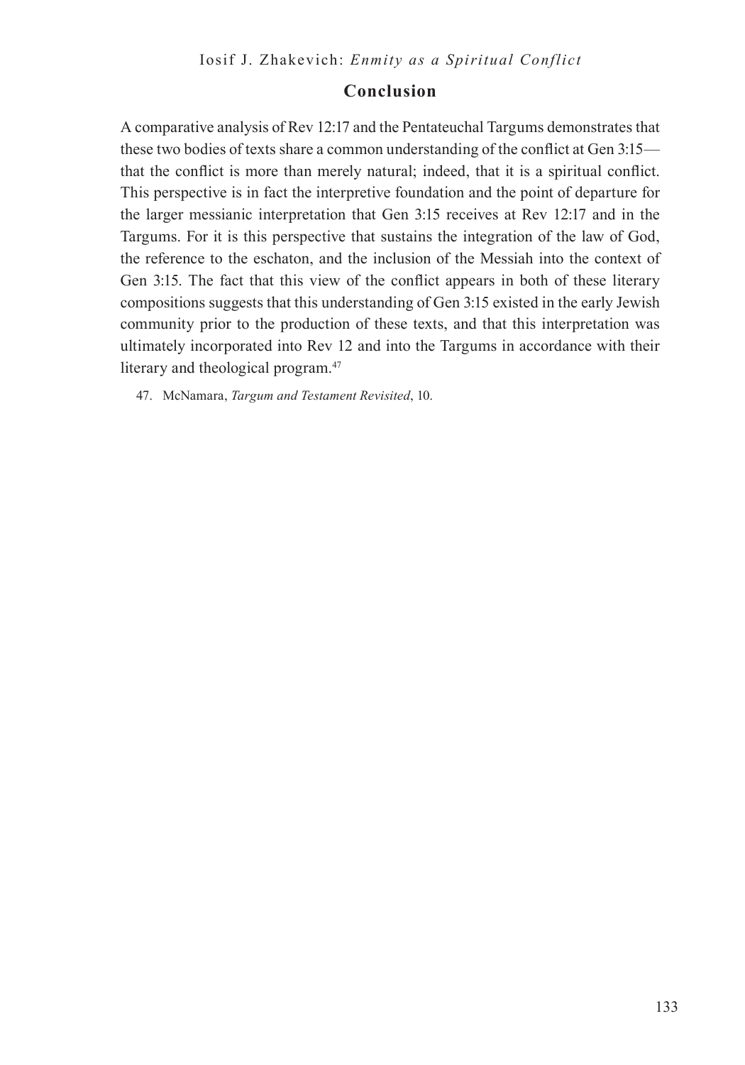## Conclusion

A comparative analysis of Rev 12:17 and the Pentateuchal Targums demonstrates that these two bodies of texts share a common understanding of the conflict at Gen 3:15—that the conflict is more than merely natural; indeed, that it is a spiritual conflict. This perspective is in fact the interpretive foundation and the point of departure for the larger messianic interpretation that Gen 3:15 receives at Rev 12:17 and in the Targums. For it is this perspective that sustains the integration of the law of God, the reference to the eschaton, and the inclusion of the Messiah into the context of Gen 3:15. The fact that this view of the conflict appears in both of these literary compositions suggests that this understanding of Gen 3:15 existed in the early Jewish community prior to the production of these texts, and that this interpretation was ultimately incorporated into Rev 12 and into the Targums in accordance with their literary and theological program.[47]

47. McNamara, *Targum and Testament Revisited*, 10.